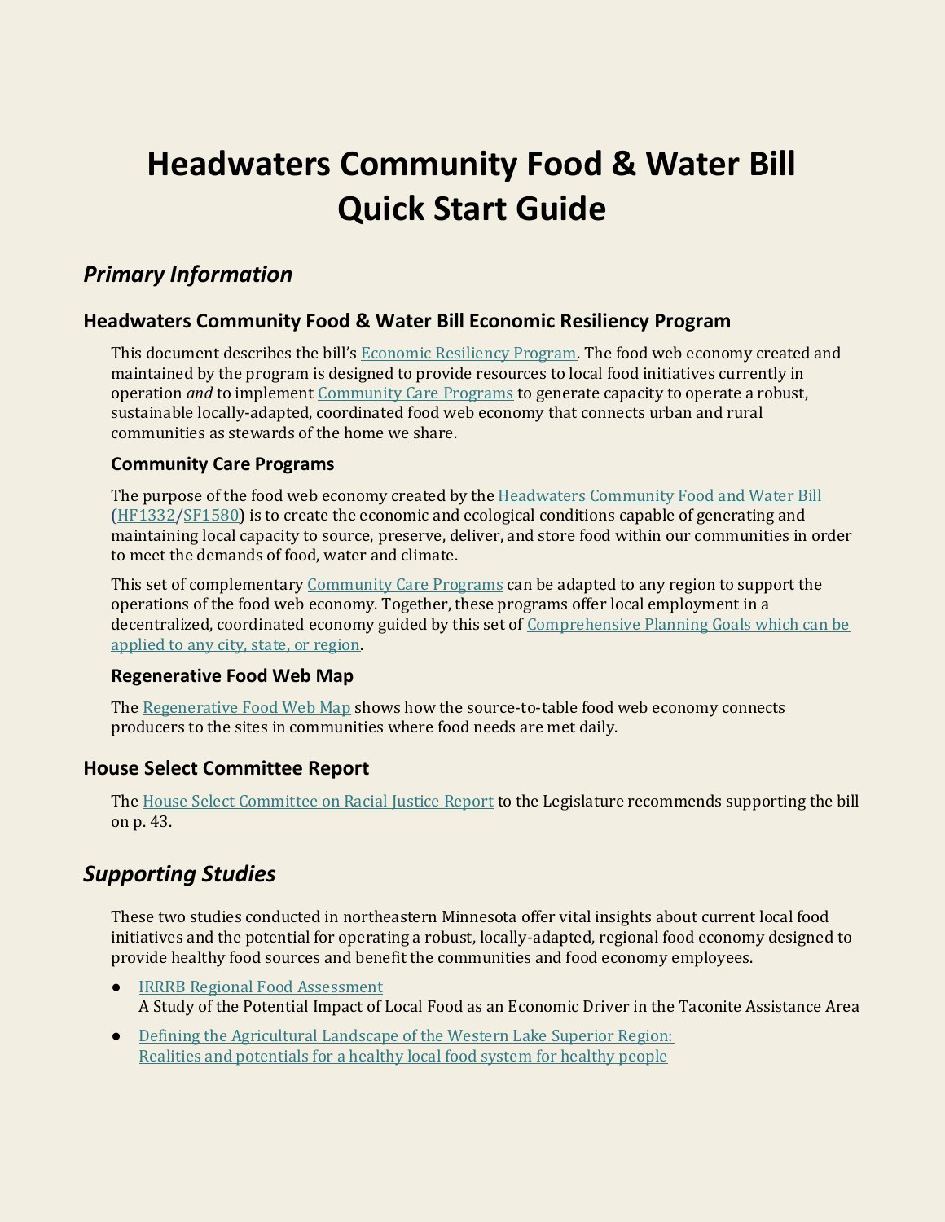# Headwaters Community Food & Water Bill Quick Start Guide

## *Primary Information*

### Headwaters Community Food & Water Bill Economic Resiliency Program

This document describes the bill's Economic Resiliency Program. The food web economy created and maintained by the program is designed to provide resources to local food initiatives currently in operation *and* to implement Community Care Programs to generate capacity to operate a robust, sustainable locally-adapted, coordinated food web economy that connects urban and rural communities as stewards of the home we share.

#### Community Care Programs

The purpose of the food web economy created by the Headwaters Community Food and Water Bill (HF1332/SF1580) is to create the economic and ecological conditions capable of generating and maintaining local capacity to source, preserve, deliver, and store food within our communities in order to meet the demands of food, water and climate.

This set of complementary Community Care Programs can be adapted to any region to support the operations of the food web economy. Together, these programs offer local employment in a decentralized, coordinated economy guided by this set of Comprehensive Planning Goals which can be applied to any city, state, or region.

#### Regenerative Food Web Map

The Regenerative Food Web Map shows how the source-to-table food web economy connects producers to the sites in communities where food needs are met daily.

### House Select Committee Report

The House Select Committee on Racial Justice Report to the Legislature recommends supporting the bill on p. 43.

## *Supporting Studies*

These two studies conducted in northeastern Minnesota offer vital insights about current local food initiatives and the potential for operating a robust, locally-adapted, regional food economy designed to provide healthy food sources and benefit the communities and food economy employees.

- IRRRB Regional Food Assessment
  A Study of the Potential Impact of Local Food as an Economic Driver in the Taconite Assistance Area
- Defining the Agricultural Landscape of the Western Lake Superior Region: Realities and potentials for a healthy local food system for healthy people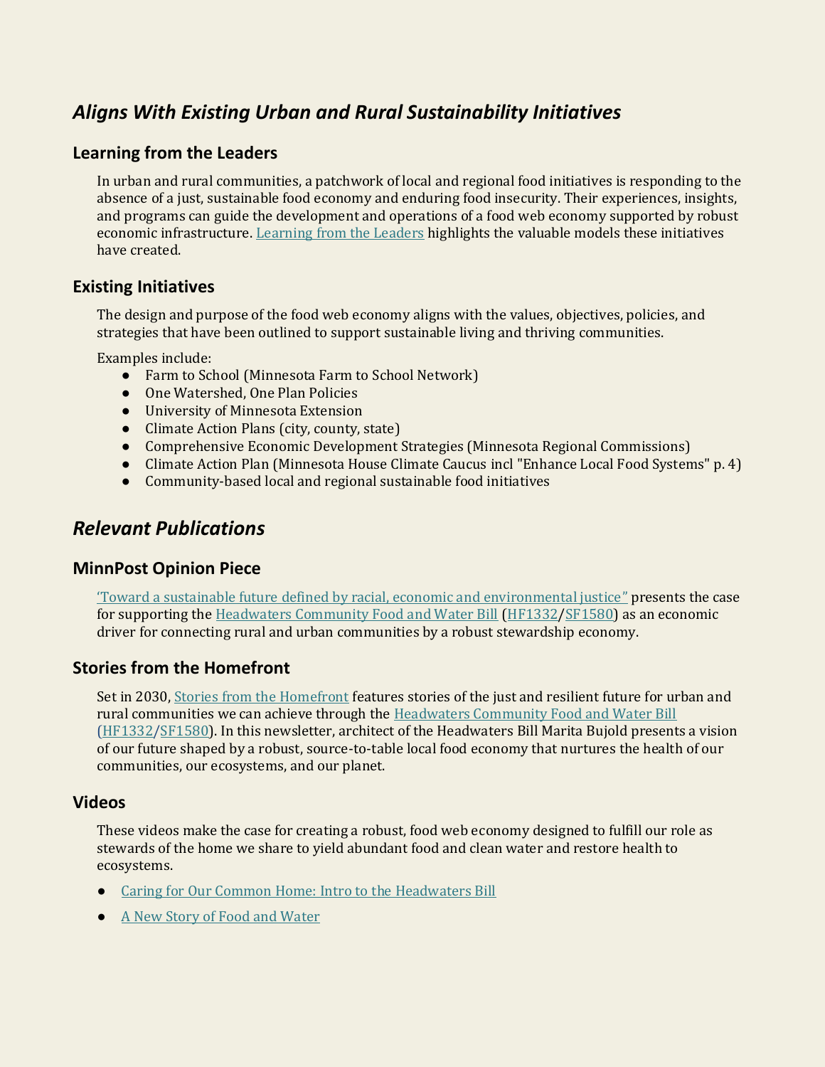## *Aligns With Existing Urban and Rural Sustainability Initiatives*

### Learning from the Leaders

In urban and rural communities, a patchwork of local and regional food initiatives is responding to the absence of a just, sustainable food economy and enduring food insecurity. Their experiences, insights, and programs can guide the development and operations of a food web economy supported by robust economic infrastructure. Learning from the Leaders highlights the valuable models these initiatives have created.

### Existing Initiatives

The design and purpose of the food web economy aligns with the values, objectives, policies, and strategies that have been outlined to support sustainable living and thriving communities.

Examples include:

- Farm to School (Minnesota Farm to School Network)
- One Watershed, One Plan Policies
- University of Minnesota Extension
- Climate Action Plans (city, county, state)
- Comprehensive Economic Development Strategies (Minnesota Regional Commissions)
- Climate Action Plan (Minnesota House Climate Caucus incl "Enhance Local Food Systems" p. 4)
- Community-based local and regional sustainable food initiatives

## *Relevant Publications*

### MinnPost Opinion Piece

'Toward a sustainable future defined by racial, economic and environmental justice" presents the case for supporting the Headwaters Community Food and Water Bill (HF1332/SF1580) as an economic driver for connecting rural and urban communities by a robust stewardship economy.

### Stories from the Homefront

Set in 2030, Stories from the Homefront features stories of the just and resilient future for urban and rural communities we can achieve through the Headwaters Community Food and Water Bill (HF1332/SF1580). In this newsletter, architect of the Headwaters Bill Marita Bujold presents a vision of our future shaped by a robust, source-to-table local food economy that nurtures the health of our communities, our ecosystems, and our planet.

### Videos

These videos make the case for creating a robust, food web economy designed to fulfill our role as stewards of the home we share to yield abundant food and clean water and restore health to ecosystems.

- Caring for Our Common Home: Intro to the Headwaters Bill
- A New Story of Food and Water